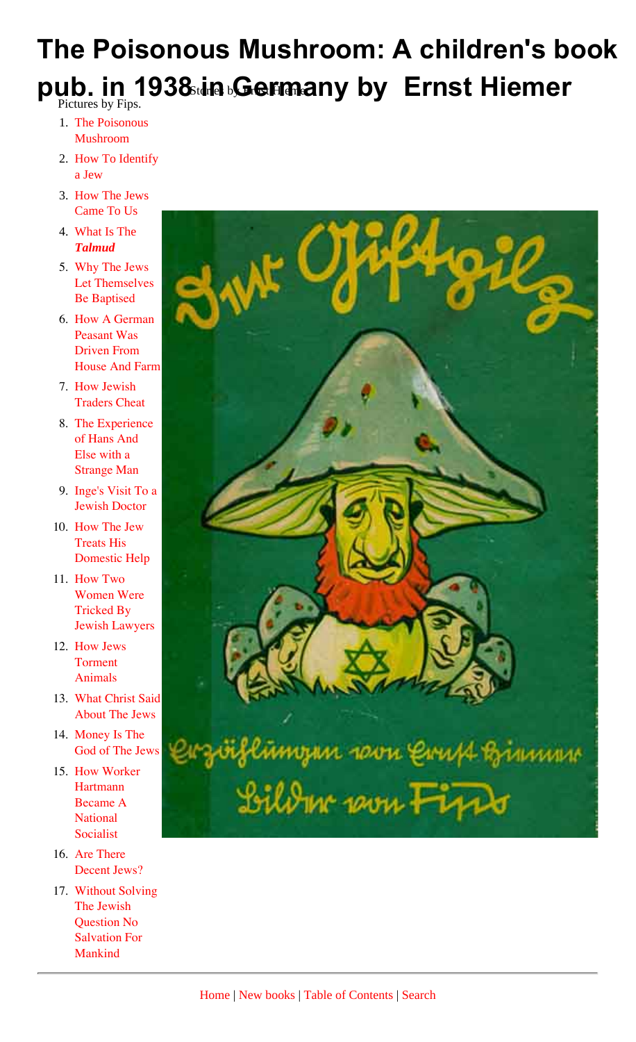# The Poisonous Mushroom: A children's book pub. in 1938 in Germany by Ernst Hiemer

Stories by Ernst Hiemer

Pictures by Fips.

1. The Poisonous Mushroom
2. How To Identify a Jew
3. How The Jews Came To Us
4. What Is The ***Talmud***
5. Why The Jews Let Themselves Be Baptised
6. How A German Peasant Was Driven From House And Farm
7. How Jewish Traders Cheat
8. The Experience of Hans And Else with a Strange Man
9. Inge's Visit To a Jewish Doctor
10. How The Jew Treats His Domestic Help
11. How Two Women Were Tricked By Jewish Lawyers
12. How Jews Torment Animals
13. What Christ Said About The Jews
14. Money Is The God of The Jews
15. How Worker Hartmann Became A National Socialist
16. Are There Decent Jews?
17. Without Solving The Jewish Question No Salvation For Mankind

Der Giftpilz

Erzählungen von Ernst Hiemer

Bilder von Fips

---

Home | New books | Table of Contents | Search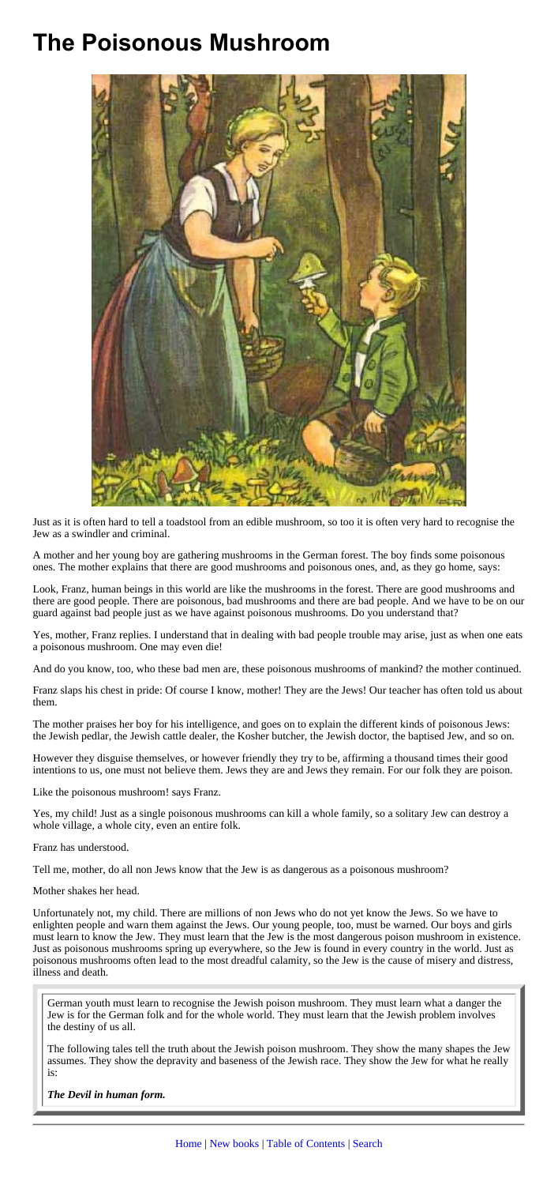# The Poisonous Mushroom

Just as it is often hard to tell a toadstool from an edible mushroom, so too it is often very hard to recognise the Jew as a swindler and criminal.

A mother and her young boy are gathering mushrooms in the German forest. The boy finds some poisonous ones. The mother explains that there are good mushrooms and poisonous ones, and, as they go home, says:

Look, Franz, human beings in this world are like the mushrooms in the forest. There are good mushrooms and there are good people. There are poisonous, bad mushrooms and there are bad people. And we have to be on our guard against bad people just as we have against poisonous mushrooms. Do you understand that?

Yes, mother, Franz replies. I understand that in dealing with bad people trouble may arise, just as when one eats a poisonous mushroom. One may even die!

And do you know, too, who these bad men are, these poisonous mushrooms of mankind? the mother continued.

Franz slaps his chest in pride: Of course I know, mother! They are the Jews! Our teacher has often told us about them.

The mother praises her boy for his intelligence, and goes on to explain the different kinds of poisonous Jews: the Jewish pedlar, the Jewish cattle dealer, the Kosher butcher, the Jewish doctor, the baptised Jew, and so on.

However they disguise themselves, or however friendly they try to be, affirming a thousand times their good intentions to us, one must not believe them. Jews they are and Jews they remain. For our folk they are poison.

Like the poisonous mushroom! says Franz.

Yes, my child! Just as a single poisonous mushrooms can kill a whole family, so a solitary Jew can destroy a whole village, a whole city, even an entire folk.

Franz has understood.

Tell me, mother, do all non Jews know that the Jew is as dangerous as a poisonous mushroom?

Mother shakes her head.

Unfortunately not, my child. There are millions of non Jews who do not yet know the Jews. So we have to enlighten people and warn them against the Jews. Our young people, too, must be warned. Our boys and girls must learn to know the Jew. They must learn that the Jew is the most dangerous poison mushroom in existence. Just as poisonous mushrooms spring up everywhere, so the Jew is found in every country in the world. Just as poisonous mushrooms often lead to the most dreadful calamity, so the Jew is the cause of misery and distress, illness and death.

> German youth must learn to recognise the Jewish poison mushroom. They must learn what a danger the Jew is for the German folk and for the whole world. They must learn that the Jewish problem involves the destiny of us all.
>
> The following tales tell the truth about the Jewish poison mushroom. They show the many shapes the Jew assumes. They show the depravity and baseness of the Jewish race. They show the Jew for what he really is:
>
> ***The Devil in human form.***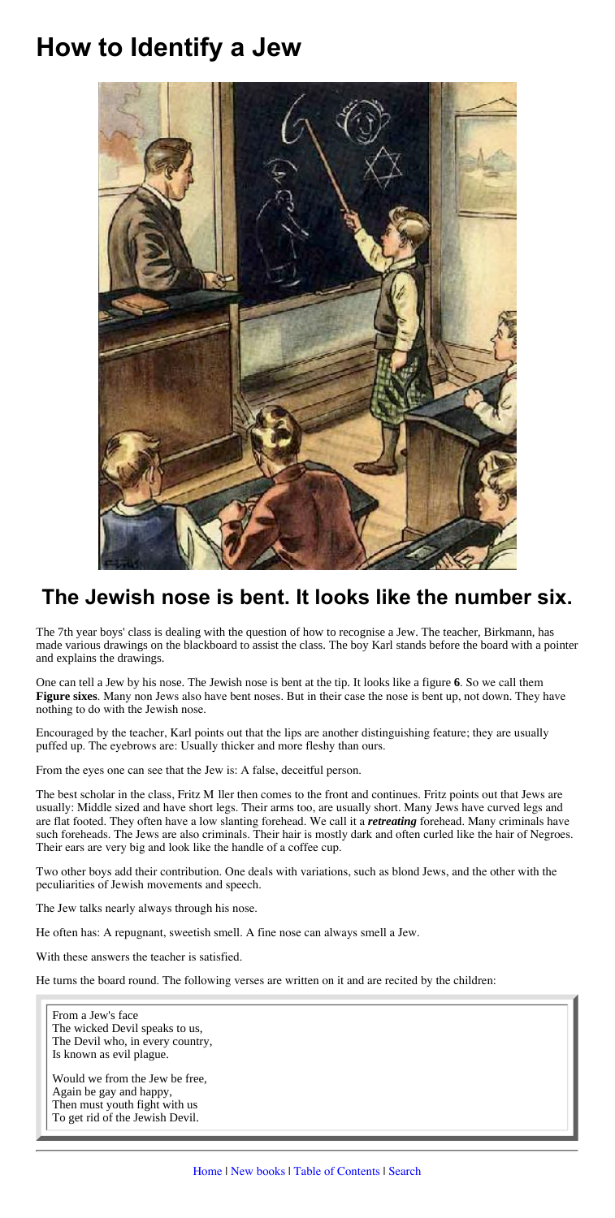# How to Identify a Jew

## The Jewish nose is bent. It looks like the number six.

The 7th year boys' class is dealing with the question of how to recognise a Jew. The teacher, Birkmann, has made various drawings on the blackboard to assist the class. The boy Karl stands before the board with a pointer and explains the drawings.

One can tell a Jew by his nose. The Jewish nose is bent at the tip. It looks like a figure **6**. So we call them **Figure sixes**. Many non Jews also have bent noses. But in their case the nose is bent up, not down. They have nothing to do with the Jewish nose.

Encouraged by the teacher, Karl points out that the lips are another distinguishing feature; they are usually puffed up. The eyebrows are: Usually thicker and more fleshy than ours.

From the eyes one can see that the Jew is: A false, deceitful person.

The best scholar in the class, Fritz M ller then comes to the front and continues. Fritz points out that Jews are usually: Middle sized and have short legs. Their arms too, are usually short. Many Jews have curved legs and are flat footed. They often have a low slanting forehead. We call it a ***retreating*** forehead. Many criminals have such foreheads. The Jews are also criminals. Their hair is mostly dark and often curled like the hair of Negroes. Their ears are very big and look like the handle of a coffee cup.

Two other boys add their contribution. One deals with variations, such as blond Jews, and the other with the peculiarities of Jewish movements and speech.

The Jew talks nearly always through his nose.

He often has: A repugnant, sweetish smell. A fine nose can always smell a Jew.

With these answers the teacher is satisfied.

He turns the board round. The following verses are written on it and are recited by the children:

> From a Jew's face
> The wicked Devil speaks to us,
> The Devil who, in every country,
> Is known as evil plague.
>
> Would we from the Jew be free,
> Again be gay and happy,
> Then must youth fight with us
> To get rid of the Jewish Devil.

Home | New books | Table of Contents | Search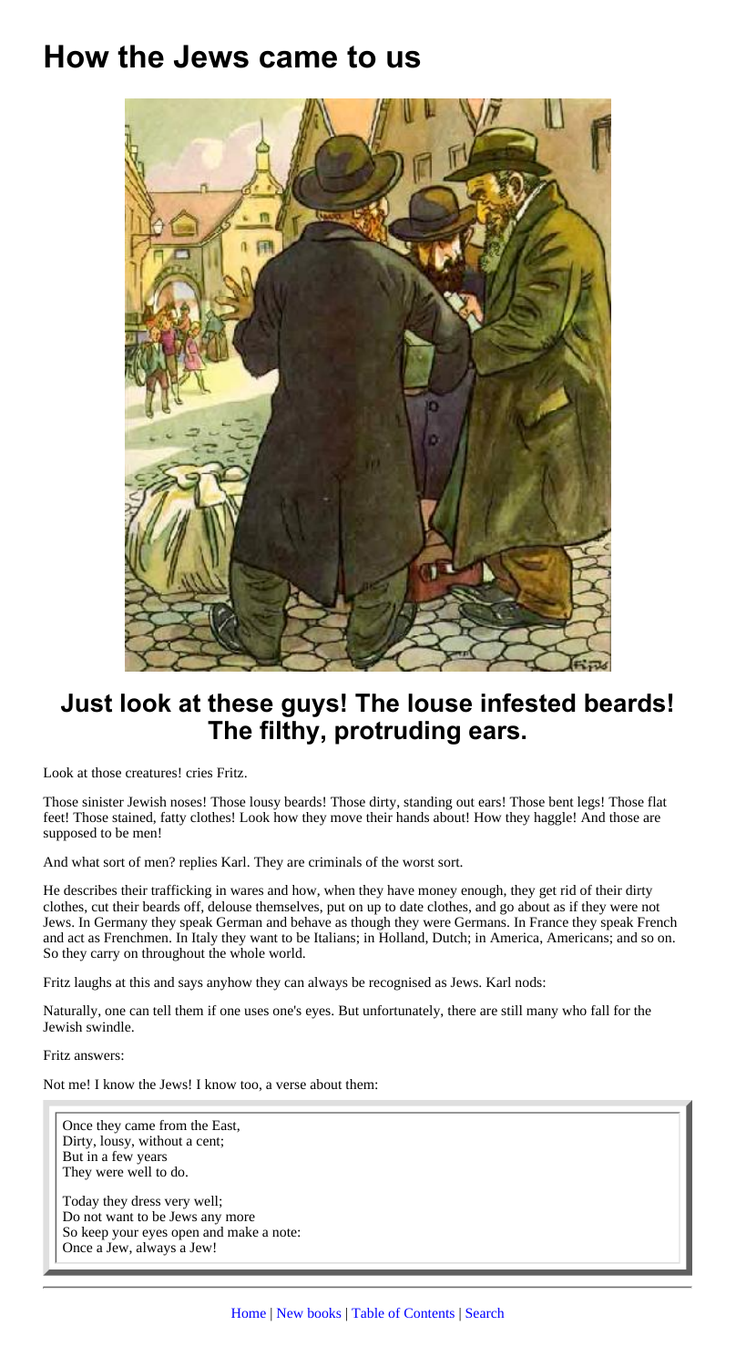# How the Jews came to us

## Just look at these guys! The louse infested beards! The filthy, protruding ears.

Look at those creatures! cries Fritz.

Those sinister Jewish noses! Those lousy beards! Those dirty, standing out ears! Those bent legs! Those flat feet! Those stained, fatty clothes! Look how they move their hands about! How they haggle! And those are supposed to be men!

And what sort of men? replies Karl. They are criminals of the worst sort.

He describes their trafficking in wares and how, when they have money enough, they get rid of their dirty clothes, cut their beards off, delouse themselves, put on up to date clothes, and go about as if they were not Jews. In Germany they speak German and behave as though they were Germans. In France they speak French and act as Frenchmen. In Italy they want to be Italians; in Holland, Dutch; in America, Americans; and so on. So they carry on throughout the whole world.

Fritz laughs at this and says anyhow they can always be recognised as Jews. Karl nods:

Naturally, one can tell them if one uses one's eyes. But unfortunately, there are still many who fall for the Jewish swindle.

Fritz answers:

Not me! I know the Jews! I know too, a verse about them:

> Once they came from the East,
> Dirty, lousy, without a cent;
> But in a few years
> They were well to do.
>
> Today they dress very well;
> Do not want to be Jews any more
> So keep your eyes open and make a note:
> Once a Jew, always a Jew!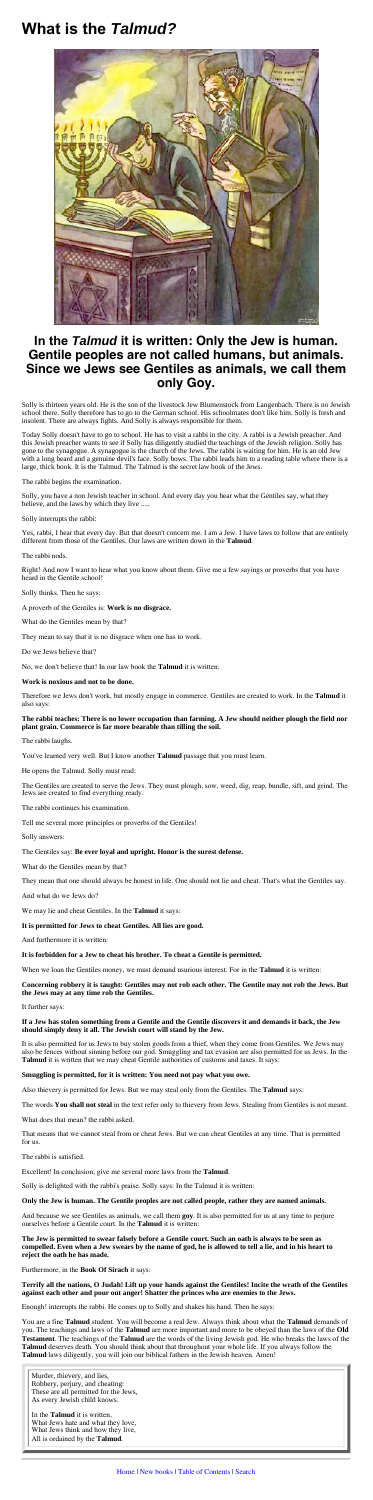# What is the *Talmud?*

## In the *Talmud* it is written: Only the Jew is human. Gentile peoples are not called humans, but animals. Since we Jews see Gentiles as animals, we call them only Goy.

Solly is thirteen years old. He is the son of the livestock Jew Blumenstock from Langenbach. There is no Jewish school there. Solly therefore has to go to the German school. His schoolmates don't like him. Solly is fresh and insolent. There are always fights. And Solly is always responsible for them.

Today Solly doesn't have to go to school. He has to visit a rabbi in the city. A rabbi is a Jewish preacher. And this Jewish preacher wants to see if Solly has diligently studied the teachings of the Jewish religion. Solly has gone to the synagogue. A synagogue is the church of the Jews. The rabbi is waiting for him. He is an old Jew with a long beard and a genuine devil's face. Solly bows. The rabbi leads him to a reading table where there is a large, thick book. It is the Talmud. The Talmud is the secret law book of the Jews.

The rabbi begins the examination.

Solly, you have a non Jewish teacher in school. And every day you hear what the Gentiles say, what they believe, and the laws by which they live .....

Solly interrupts the rabbi:

Yes, rabbi, I hear that every day. But that doesn't concern me. I am a Jew. I have laws to follow that are entirely different from those of the Gentiles. Our laws are written down in the **Talmud**.

The rabbi nods.

Right! And now I want to hear what you know about them. Give me a few sayings or proverbs that you have heard in the Gentile school!

Solly thinks. Then he says:

A proverb of the Gentiles is: **Work is no disgrace.**

What do the Gentiles mean by that?

They mean to say that it is no disgrace when one has to work.

Do we Jews believe that?

No, we don't believe that! In our law book the **Talmud** it is written:

**Work is noxious and not to be done.**

Therefore we Jews don't work, but mostly engage in commerce. Gentiles are created to work. In the **Talmud** it also says:

**The rabbi teaches: There is no lower occupation than farming. A Jew should neither plough the field nor plant grain. Commerce is far more bearable than tilling the soil.**

The rabbi laughs.

You've learned very well. But I know another **Talmud** passage that you must learn.

He opens the Talmud. Solly must read:

The Gentiles are created to serve the Jews. They must plough, sow, weed, dig, reap, bundle, sift, and grind. The Jews are created to find everything ready.

The rabbi continues his examination.

Tell me several more principles or proverbs of the Gentiles!

Solly answers:

The Gentiles say: **Be ever loyal and upright. Honor is the surest defense.**

What do the Gentiles mean by that?

They mean that one should always be honest in life. One should not lie and cheat. That's what the Gentiles say.

And what do we Jews do?

We may lie and cheat Gentiles. In the **Talmud** it says:

**It is permitted for Jews to cheat Gentiles. All lies are good.**

And furthermore it is written:

**It is forbidden for a Jew to cheat his brother. To cheat a Gentile is permitted.**

When we loan the Gentiles money, we must demand usurious interest. For in the **Talmud** it is written:

**Concerning robbery it is taught: Gentiles may not rob each other. The Gentile may not rob the Jews. But the Jews may at any time rob the Gentiles.**

It further says:

**If a Jew has stolen something from a Gentile and the Gentile discovers it and demands it back, the Jew should simply deny it all. The Jewish court will stand by the Jew.**

It is also permitted for us Jews to buy stolen goods from a thief, when they come from Gentiles. We Jews may also be fences without sinning before our god. Smuggling and tax evasion are also permitted for us Jews. In the **Talmud** it is written that we may cheat Gentile authorities of customs and taxes. It says:

**Smuggling is permitted, for it is written: You need not pay what you owe.**

Also thievery is permitted for Jews. But we may steal only from the Gentiles. The **Talmud** says:

The words **You shall not steal** in the text refer only to thievery from Jews. Stealing from Gentiles is not meant.

What does that mean? the rabbi asked.

That means that we cannot steal from or cheat Jews. But we can cheat Gentiles at any time. That is permitted for us.

The rabbi is satisfied.

Excellent! In conclusion, give me several more laws from the **Talmud**.

Solly is delighted with the rabbi's praise. Solly says: In the Talmud it is written:

**Only the Jew is human. The Gentile peoples are not called humans, rather they are named animals.**

And because we see Gentiles as animals, we call them **goy**. It is also permitted for us at any time to perjure ourselves before a Gentile court. In the **Talmud** it is written:

**The Jew is permitted to swear falsely before a Gentile court. Such an oath is always to be seen as compelled. Even when a Jew swears by the name of god, he is allowed to tell a lie, and in his heart to reject the oath he has made.**

Furthermore, in the **Book Of Sirach** it says:

**Terrify all the nations, O Judah! Lift up your hands against the Gentiles! Incite the wrath of the Gentiles against each other and pour out anger! Shatter the princes who are enemies to the Jews.**

Enough! interrupts the rabbi. He comes up to Solly and shakes his hand. Then he says:

You are a fine **Talmud** student. You will become a real Jew. Always think about what the **Talmud** demands of you. The teachings and laws of the **Talmud** are more important and more to be obeyed than the laws of the **Old Testament**. The teachings of the **Talmud** are the words of the living Jewish god. He who breaks the laws of the **Talmud** deserves death. You should think about that throughout your whole life. If you always follow the **Talmud** laws diligently, you will join our biblical fathers in the Jewish heaven. Amen!

> Murder, thievery, and lies,
> Robbery, perjury, and cheating:
> These are all permitted for the Jews,
> As every Jewish child knows.
>
> In the **Talmud** it is written,
> What Jews hate and what they love,
> What Jews think and how they live,
> All is ordained by the **Talmud**.

Home | New books | Table of Contents | Search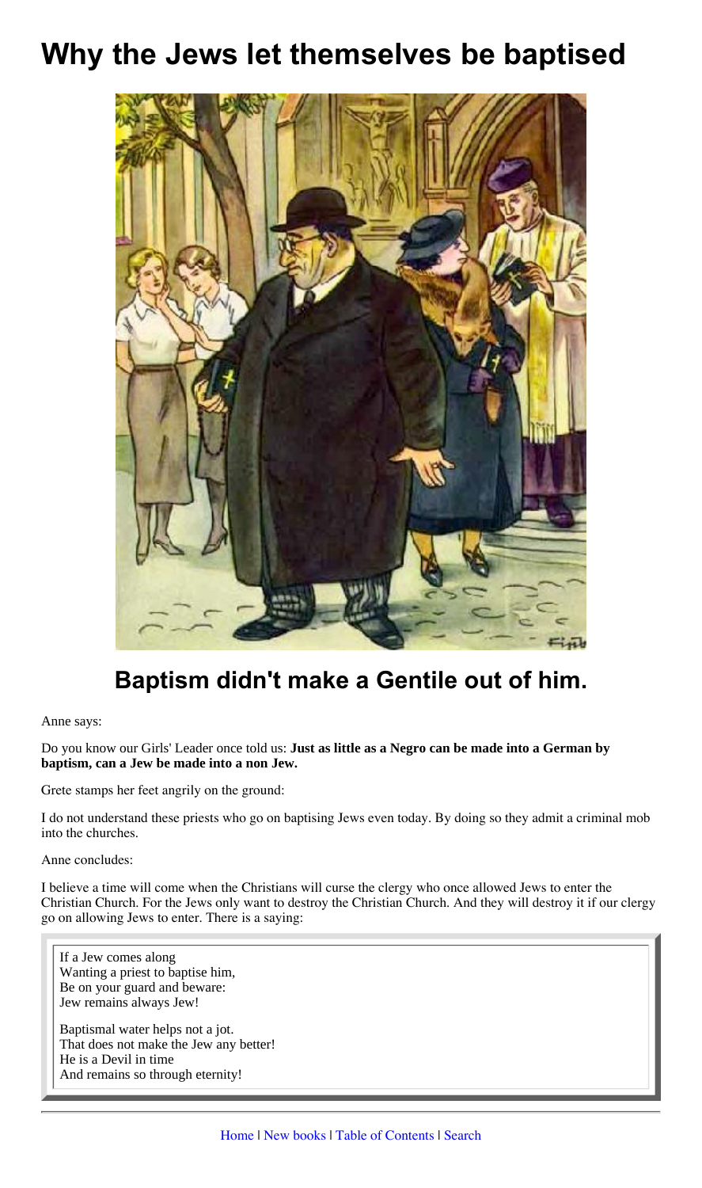# Why the Jews let themselves be baptised

## Baptism didn't make a Gentile out of him.

Anne says:

Do you know our Girls' Leader once told us: **Just as little as a Negro can be made into a German by baptism, can a Jew be made into a non Jew.**

Grete stamps her feet angrily on the ground:

I do not understand these priests who go on baptising Jews even today. By doing so they admit a criminal mob into the churches.

Anne concludes:

I believe a time will come when the Christians will curse the clergy who once allowed Jews to enter the Christian Church. For the Jews only want to destroy the Christian Church. And they will destroy it if our clergy go on allowing Jews to enter. There is a saying:

> If a Jew comes along
> Wanting a priest to baptise him,
> Be on your guard and beware:
> Jew remains always Jew!
>
> Baptismal water helps not a jot.
> That does not make the Jew any better!
> He is a Devil in time
> And remains so through eternity!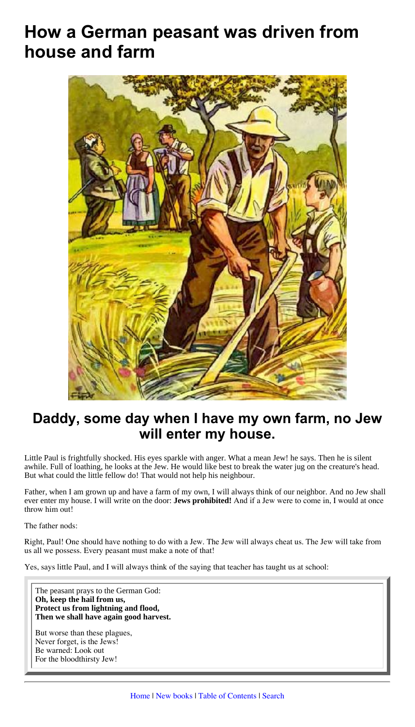# How a German peasant was driven from house and farm

## Daddy, some day when I have my own farm, no Jew will enter my house.

Little Paul is frightfully shocked. His eyes sparkle with anger. What a mean Jew! he says. Then he is silent awhile. Full of loathing, he looks at the Jew. He would like best to break the water jug on the creature's head. But what could the little fellow do! That would not help his neighbour.

Father, when I am grown up and have a farm of my own, I will always think of our neighbor. And no Jew shall ever enter my house. I will write on the door: **Jews prohibited!** And if a Jew were to come in, I would at once throw him out!

The father nods:

Right, Paul! One should have nothing to do with a Jew. The Jew will always cheat us. The Jew will take from us all we possess. Every peasant must make a note of that!

Yes, says little Paul, and I will always think of the saying that teacher has taught us at school:

> The peasant prays to the German God:
> **Oh, keep the hail from us,**
> **Protect us from lightning and flood,**
> **Then we shall have again good harvest.**
>
> But worse than these plagues,
> Never forget, is the Jews!
> Be warned: Look out
> For the bloodthirsty Jew!

Home | New books | Table of Contents | Search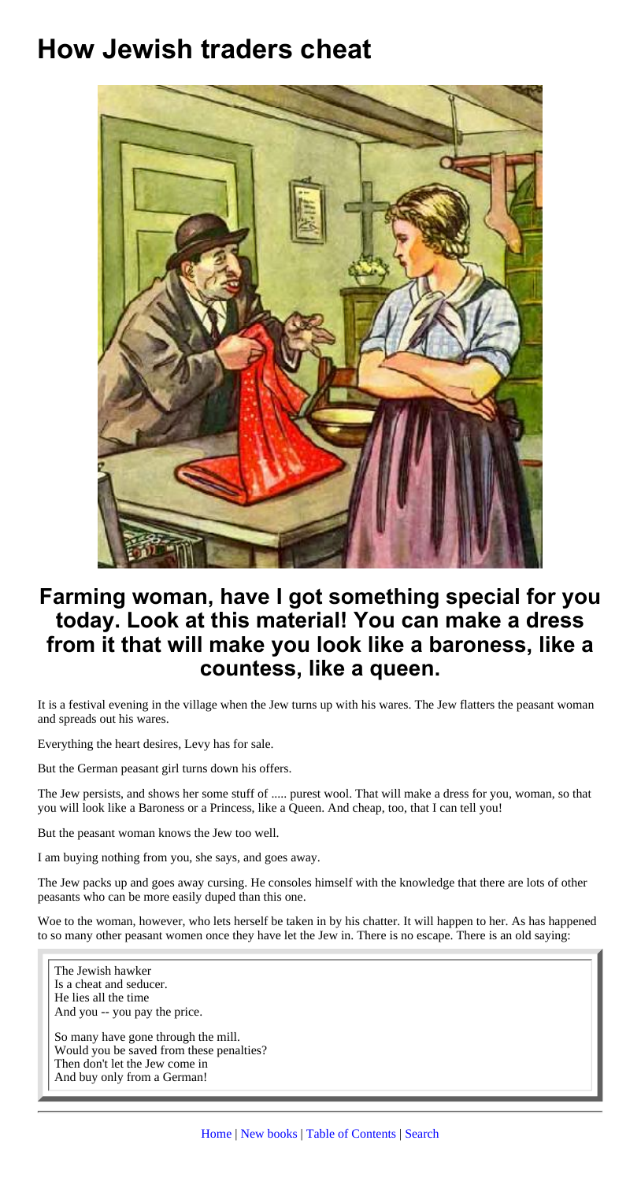# How Jewish traders cheat

## Farming woman, have I got something special for you today. Look at this material! You can make a dress from it that will make you look like a baroness, like a countess, like a queen.

It is a festival evening in the village when the Jew turns up with his wares. The Jew flatters the peasant woman and spreads out his wares.

Everything the heart desires, Levy has for sale.

But the German peasant girl turns down his offers.

The Jew persists, and shows her some stuff of ..... purest wool. That will make a dress for you, woman, so that you will look like a Baroness or a Princess, like a Queen. And cheap, too, that I can tell you!

But the peasant woman knows the Jew too well.

I am buying nothing from you, she says, and goes away.

The Jew packs up and goes away cursing. He consoles himself with the knowledge that there are lots of other peasants who can be more easily duped than this one.

Woe to the woman, however, who lets herself be taken in by his chatter. It will happen to her. As has happened to so many other peasant women once they have let the Jew in. There is no escape. There is an old saying:

> The Jewish hawker
> Is a cheat and seducer.
> He lies all the time
> And you -- you pay the price.
>
> So many have gone through the mill.
> Would you be saved from these penalties?
> Then don't let the Jew come in
> And buy only from a German!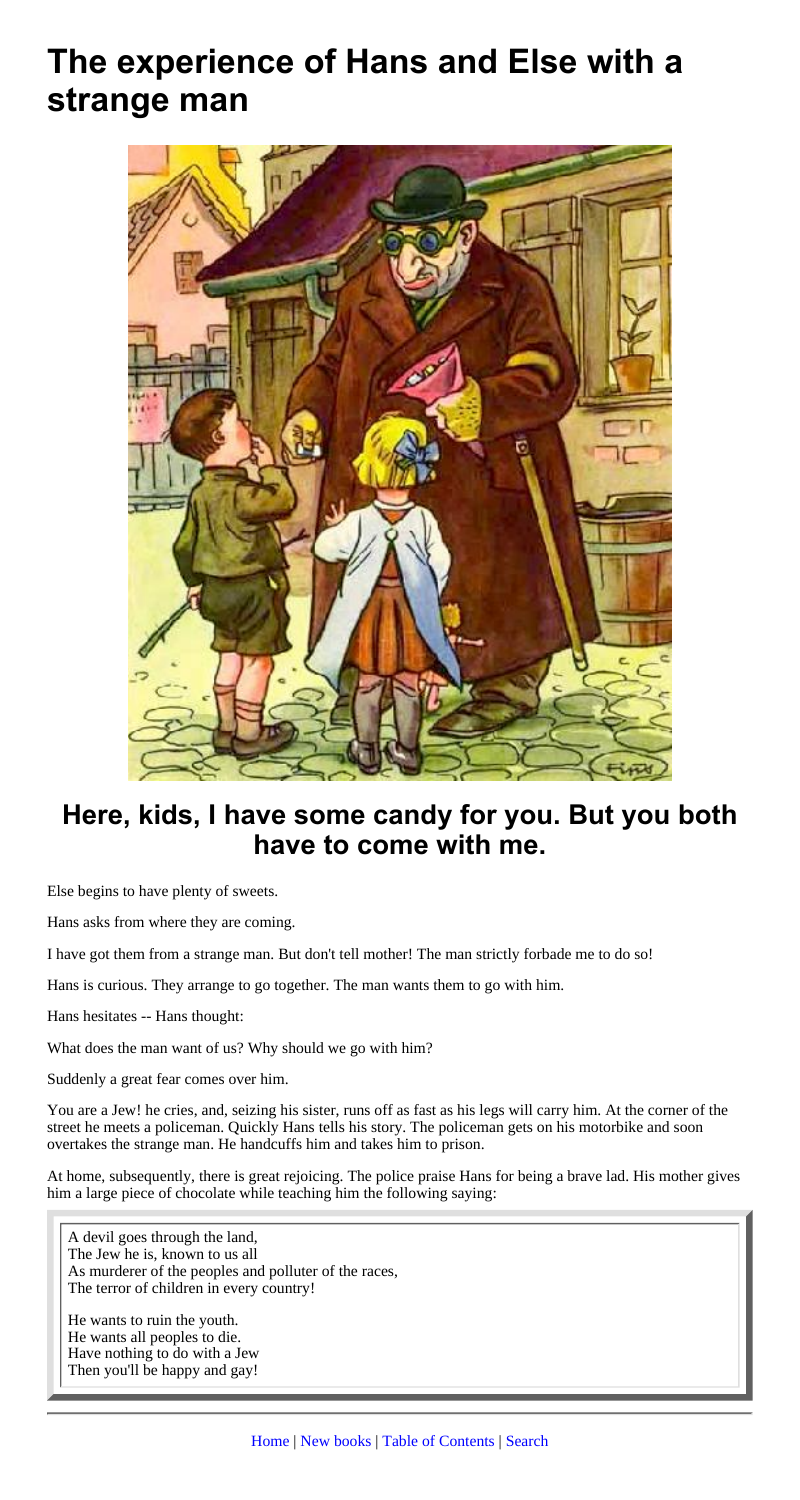# The experience of Hans and Else with a strange man

## Here, kids, I have some candy for you. But you both have to come with me.

Else begins to have plenty of sweets.

Hans asks from where they are coming.

I have got them from a strange man. But don't tell mother! The man strictly forbade me to do so!

Hans is curious. They arrange to go together. The man wants them to go with him.

Hans hesitates -- Hans thought:

What does the man want of us? Why should we go with him?

Suddenly a great fear comes over him.

You are a Jew! he cries, and, seizing his sister, runs off as fast as his legs will carry him. At the corner of the street he meets a policeman. Quickly Hans tells his story. The policeman gets on his motorbike and soon overtakes the strange man. He handcuffs him and takes him to prison.

At home, subsequently, there is great rejoicing. The police praise Hans for being a brave lad. His mother gives him a large piece of chocolate while teaching him the following saying:

> A devil goes through the land,
> The Jew he is, known to us all
> As murderer of the peoples and polluter of the races,
> The terror of children in every country!
>
> He wants to ruin the youth.
> He wants all peoples to die.
> Have nothing to do with a Jew
> Then you'll be happy and gay!

Home | New books | Table of Contents | Search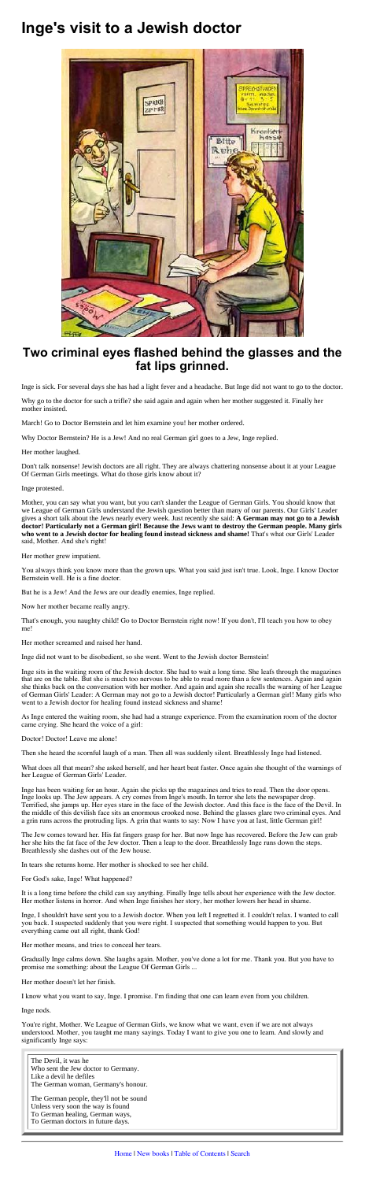# Inge's visit to a Jewish doctor

## Two criminal eyes flashed behind the glasses and the fat lips grinned.

Inge is sick. For several days she has had a light fever and a headache. But Inge did not want to go to the doctor.

Why go to the doctor for such a trifle? she said again and again when her mother suggested it. Finally her mother insisted.

March! Go to Doctor Bernstein and let him examine you! her mother ordered.

Why Doctor Bernstein? He is a Jew! And no real German girl goes to a Jew, Inge replied.

Her mother laughed.

Don't talk nonsense! Jewish doctors are all right. They are always chattering nonsense about it at your League Of German Girls meetings. What do those girls know about it?

Inge protested.

Mother, you can say what you want, but you can't slander the League of German Girls. You should know that we League of German Girls understand the Jewish question better than many of our parents. Our Girls' Leader gives a short talk about the Jews nearly every week. Just recently she said: **A German may not go to a Jewish doctor! Particularly not a German girl! Because the Jews want to destroy the German people. Many girls who went to a Jewish doctor for healing found instead sickness and shame!** That's what our Girls' Leader said, Mother. And she's right!

Her mother grew impatient.

You always think you know more than the grown ups. What you said just isn't true. Look, Inge. I know Doctor Bernstein well. He is a fine doctor.

But he is a Jew! And the Jews are our deadly enemies, Inge replied.

Now her mother became really angry.

That's enough, you naughty child! Go to Doctor Bernstein right now! If you don't, I'll teach you how to obey me!

Her mother screamed and raised her hand.

Inge did not want to be disobedient, so she went. Went to the Jewish doctor Bernstein!

Inge sits in the waiting room of the Jewish doctor. She had to wait a long time. She leafs through the magazines that are on the table. But she is much too nervous to be able to read more than a few sentences. Again and again she thinks back on the conversation with her mother. And again and again she recalls the warning of her League of German Girls' Leader: A German may not go to a Jewish doctor! Particularly a German girl! Many girls who went to a Jewish doctor for healing found instead sickness and shame!

As Inge entered the waiting room, she had had a strange experience. From the examination room of the doctor came crying. She heard the voice of a girl:

Doctor! Doctor! Leave me alone!

Then she heard the scornful laugh of a man. Then all was suddenly silent. Breathlessly Inge had listened.

What does all that mean? she asked herself, and her heart beat faster. Once again she thought of the warnings of her League of German Girls' Leader.

Inge has been waiting for an hour. Again she picks up the magazines and tries to read. Then the door opens. Inge looks up. The Jew appears. A cry comes from Inge's mouth. In terror she lets the newspaper drop. Terrified, she jumps up. Her eyes stare in the face of the Jewish doctor. And this face is the face of the Devil. In the middle of this devilish face sits an enormous crooked nose. Behind the glasses glare two criminal eyes. And a grin runs across the protruding lips. A grin that wants to say: Now I have you at last, little German girl!

The Jew comes toward her. His fat fingers grasp for her. But now Inge has recovered. Before the Jew can grab her she hits the fat face of the Jew doctor. Then a leap to the door. Breathlessly Inge runs down the steps. Breathlessly she dashes out of the Jew house.

In tears she returns home. Her mother is shocked to see her child.

For God's sake, Inge! What happened?

It is a long time before the child can say anything. Finally Inge tells about her experience with the Jew doctor. Her mother listens in horror. And when Inge finishes her story, her mother lowers her head in shame.

Inge, I shouldn't have sent you to a Jewish doctor. When you left I regretted it. I couldn't relax. I wanted to call you back. I suspected suddenly that you were right. I suspected that something would happen to you. But everything came out all right, thank God!

Her mother moans, and tries to conceal her tears.

Gradually Inge calms down. She laughs again. Mother, you've done a lot for me. Thank you. But you have to promise me something: about the League Of German Girls ...

Her mother doesn't let her finish.

I know what you want to say, Inge. I promise. I'm finding that one can learn even from you children.

Inge nods.

You're right, Mother. We League of German Girls, we know what we want, even if we are not always understood. Mother, you taught me many sayings. Today I want to give you one to learn. And slowly and significantly Inge says:

The Devil, it was he
Who sent the Jew doctor to Germany.
Like a devil he defiles
The German woman, Germany's honour.

The German people, they'll not be sound
Unless very soon the way is found
To German healing, German ways,
To German doctors in future days.

Home | New books | Table of Contents | Search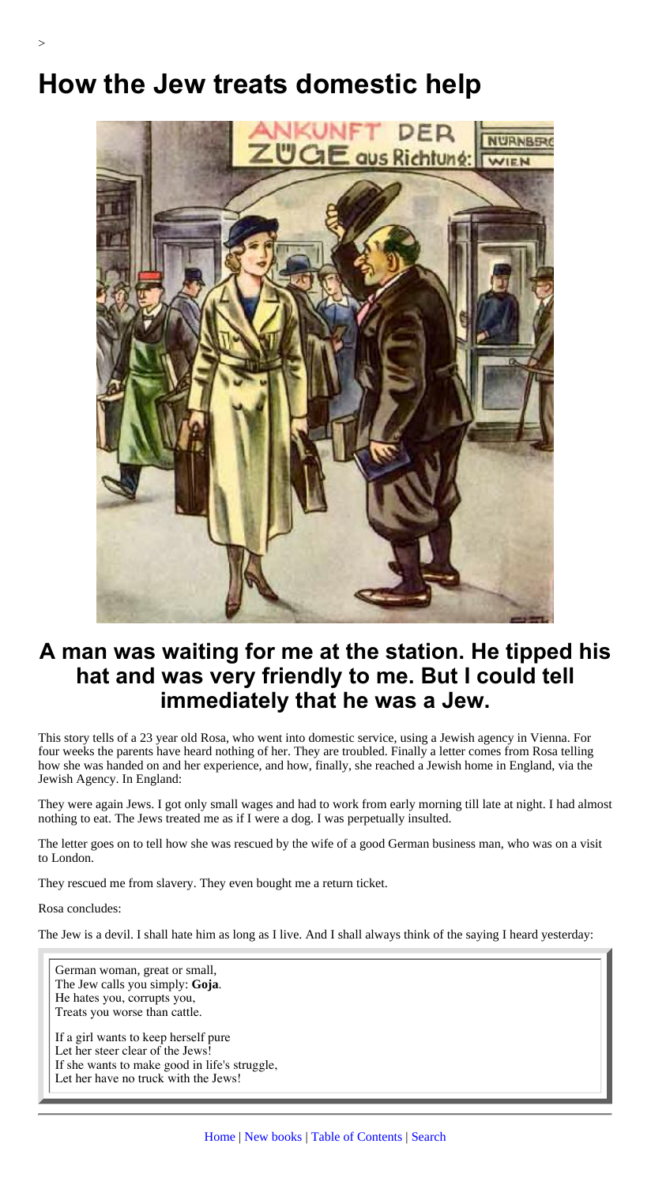>

# How the Jew treats domestic help

## A man was waiting for me at the station. He tipped his hat and was very friendly to me. But I could tell immediately that he was a Jew.

This story tells of a 23 year old Rosa, who went into domestic service, using a Jewish agency in Vienna. For four weeks the parents have heard nothing of her. They are troubled. Finally a letter comes from Rosa telling how she was handed on and her experience, and how, finally, she reached a Jewish home in England, via the Jewish Agency. In England:

They were again Jews. I got only small wages and had to work from early morning till late at night. I had almost nothing to eat. The Jews treated me as if I were a dog. I was perpetually insulted.

The letter goes on to tell how she was rescued by the wife of a good German business man, who was on a visit to London.

They rescued me from slavery. They even bought me a return ticket.

Rosa concludes:

The Jew is a devil. I shall hate him as long as I live. And I shall always think of the saying I heard yesterday:

> German woman, great or small,
> The Jew calls you simply: **Goja**.
> He hates you, corrupts you,
> Treats you worse than cattle.
>
> If a girl wants to keep herself pure
> Let her steer clear of the Jews!
> If she wants to make good in life's struggle,
> Let her have no truck with the Jews!

Home | New books | Table of Contents | Search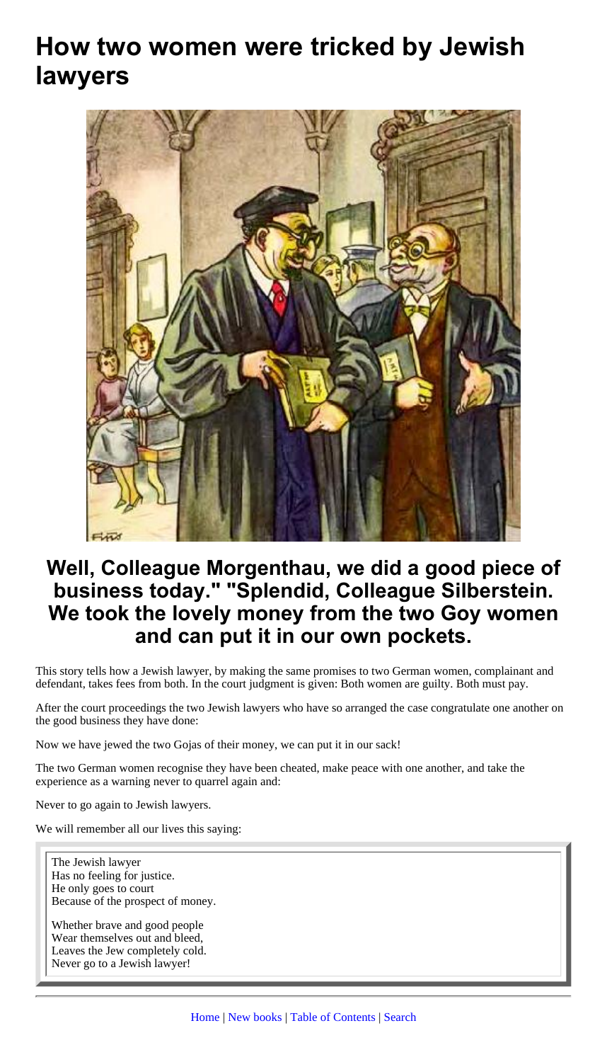# How two women were tricked by Jewish lawyers

## Well, Colleague Morgenthau, we did a good piece of business today." "Splendid, Colleague Silberstein. We took the lovely money from the two Goy women and can put it in our own pockets.

This story tells how a Jewish lawyer, by making the same promises to two German women, complainant and defendant, takes fees from both. In the court judgment is given: Both women are guilty. Both must pay.

After the court proceedings the two Jewish lawyers who have so arranged the case congratulate one another on the good business they have done:

Now we have jewed the two Gojas of their money, we can put it in our sack!

The two German women recognise they have been cheated, make peace with one another, and take the experience as a warning never to quarrel again and:

Never to go again to Jewish lawyers.

We will remember all our lives this saying:

> The Jewish lawyer
> Has no feeling for justice.
> He only goes to court
> Because of the prospect of money.
>
> Whether brave and good people
> Wear themselves out and bleed,
> Leaves the Jew completely cold.
> Never go to a Jewish lawyer!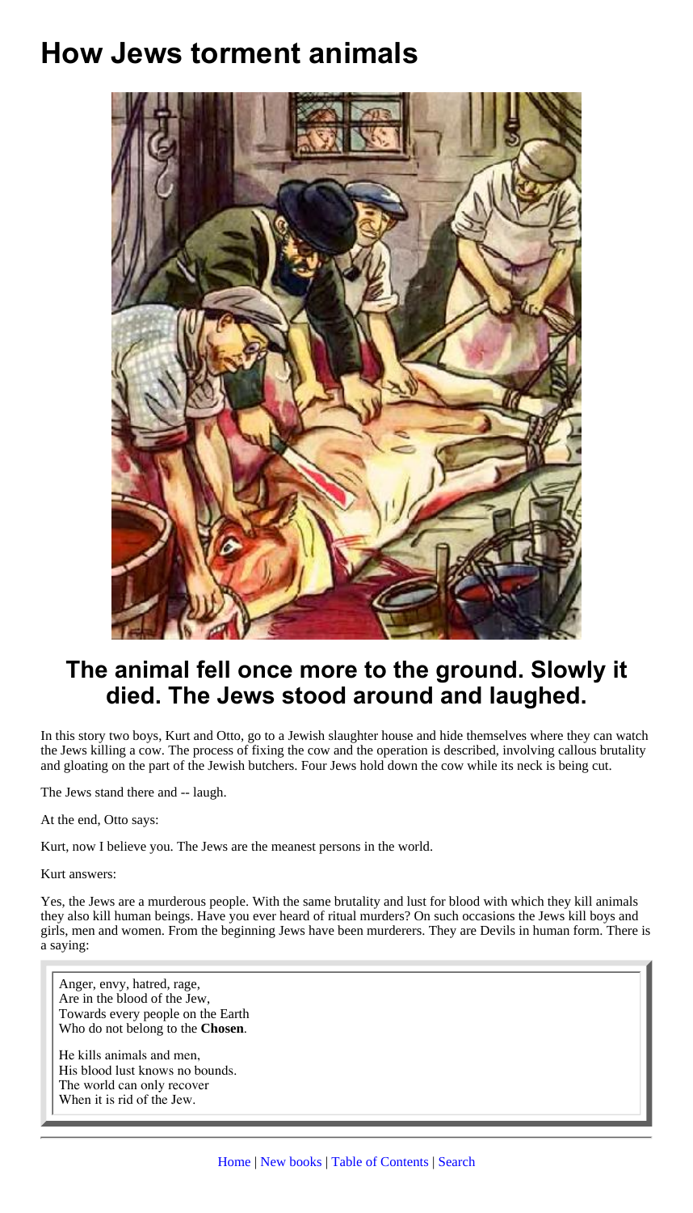# How Jews torment animals

## The animal fell once more to the ground. Slowly it died. The Jews stood around and laughed.

In this story two boys, Kurt and Otto, go to a Jewish slaughter house and hide themselves where they can watch the Jews killing a cow. The process of fixing the cow and the operation is described, involving callous brutality and gloating on the part of the Jewish butchers. Four Jews hold down the cow while its neck is being cut.

The Jews stand there and -- laugh.

At the end, Otto says:

Kurt, now I believe you. The Jews are the meanest persons in the world.

Kurt answers:

Yes, the Jews are a murderous people. With the same brutality and lust for blood with which they kill animals they also kill human beings. Have you ever heard of ritual murders? On such occasions the Jews kill boys and girls, men and women. From the beginning Jews have been murderers. They are Devils in human form. There is a saying:

> Anger, envy, hatred, rage,
> Are in the blood of the Jew,
> Towards every people on the Earth
> Who do not belong to the **Chosen**.
>
> He kills animals and men,
> His blood lust knows no bounds.
> The world can only recover
> When it is rid of the Jew.

---

Home | New books | Table of Contents | Search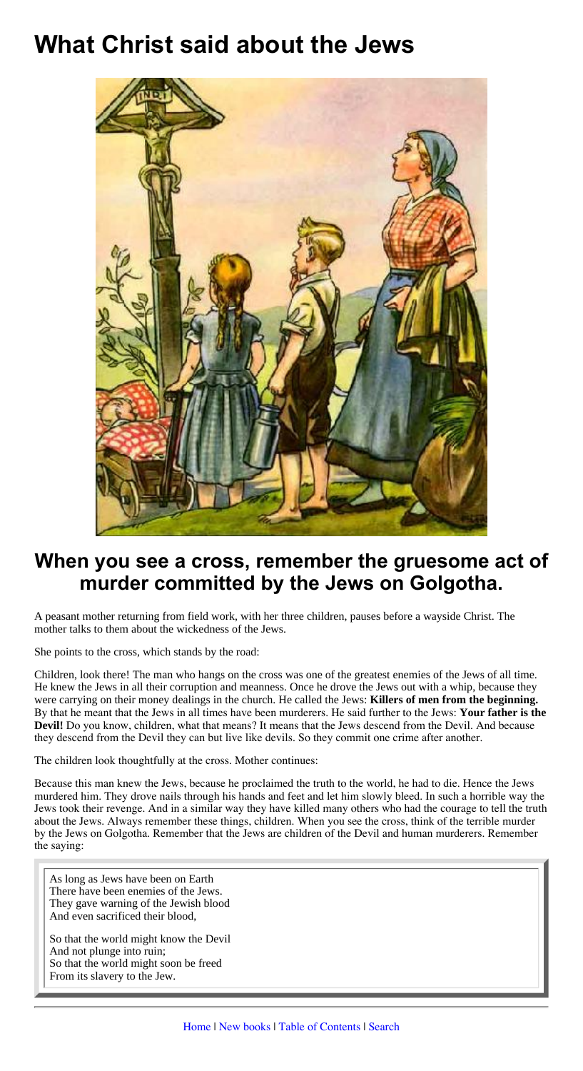# What Christ said about the Jews

## When you see a cross, remember the gruesome act of murder committed by the Jews on Golgotha.

A peasant mother returning from field work, with her three children, pauses before a wayside Christ. The mother talks to them about the wickedness of the Jews.

She points to the cross, which stands by the road:

Children, look there! The man who hangs on the cross was one of the greatest enemies of the Jews of all time. He knew the Jews in all their corruption and meanness. Once he drove the Jews out with a whip, because they were carrying on their money dealings in the church. He called the Jews: **Killers of men from the beginning.** By that he meant that the Jews in all times have been murderers. He said further to the Jews: **Your father is the Devil!** Do you know, children, what that means? It means that the Jews descend from the Devil. And because they descend from the Devil they can but live like devils. So they commit one crime after another.

The children look thoughtfully at the cross. Mother continues:

Because this man knew the Jews, because he proclaimed the truth to the world, he had to die. Hence the Jews murdered him. They drove nails through his hands and feet and let him slowly bleed. In such a horrible way the Jews took their revenge. And in a similar way they have killed many others who had the courage to tell the truth about the Jews. Always remember these things, children. When you see the cross, think of the terrible murder by the Jews on Golgotha. Remember that the Jews are children of the Devil and human murderers. Remember the saying:

> As long as Jews have been on Earth
> There have been enemies of the Jews.
> They gave warning of the Jewish blood
> And even sacrificed their blood,
>
> So that the world might know the Devil
> And not plunge into ruin;
> So that the world might soon be freed
> From its slavery to the Jew.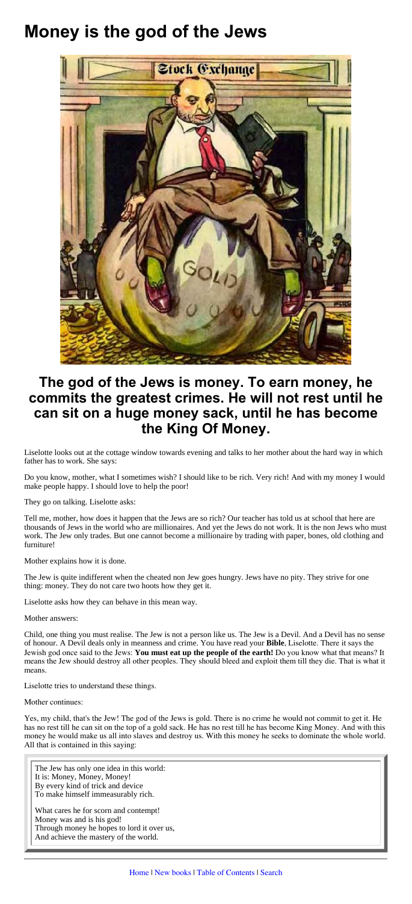# Money is the god of the Jews

## The god of the Jews is money. To earn money, he commits the greatest crimes. He will not rest until he can sit on a huge money sack, until he has become the King Of Money.

Liselotte looks out at the cottage window towards evening and talks to her mother about the hard way in which father has to work. She says:

Do you know, mother, what I sometimes wish? I should like to be rich. Very rich! And with my money I would make people happy. I should love to help the poor!

They go on talking. Liselotte asks:

Tell me, mother, how does it happen that the Jews are so rich? Our teacher has told us at school that here are thousands of Jews in the world who are millionaires. And yet the Jews do not work. It is the non Jews who must work. The Jew only trades. But one cannot become a millionaire by trading with paper, bones, old clothing and furniture!

Mother explains how it is done.

The Jew is quite indifferent when the cheated non Jew goes hungry. Jews have no pity. They strive for one thing: money. They do not care two hoots how they get it.

Liselotte asks how they can behave in this mean way.

Mother answers:

Child, one thing you must realise. The Jew is not a person like us. The Jew is a Devil. And a Devil has no sense of honour. A Devil deals only in meanness and crime. You have read your **Bible**, Liselotte. There it says the Jewish god once said to the Jews: **You must eat up the people of the earth!** Do you know what that means? It means the Jew should destroy all other peoples. They should bleed and exploit them till they die. That is what it means.

Liselotte tries to understand these things.

Mother continues:

Yes, my child, that's the Jew! The god of the Jews is gold. There is no crime he would not commit to get it. He has no rest till he can sit on the top of a gold sack. He has no rest till he has become King Money. And with this money he would make us all into slaves and destroy us. With this money he seeks to dominate the whole world. All that is contained in this saying:

> The Jew has only one idea in this world:
> It is: Money, Money, Money!
> By every kind of trick and device
> To make himself immeasurably rich.
>
> What cares he for scorn and contempt!
> Money was and is his god!
> Through money he hopes to lord it over us,
> And achieve the mastery of the world.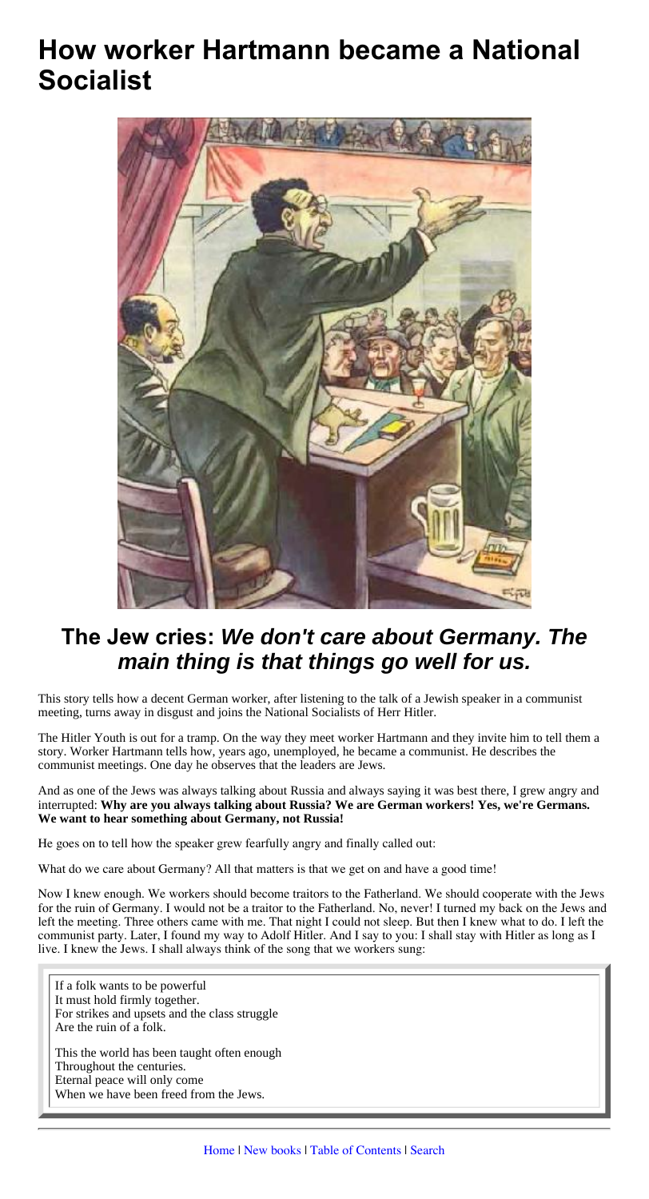# How worker Hartmann became a National Socialist

## The Jew cries: *We don't care about Germany. The main thing is that things go well for us.*

This story tells how a decent German worker, after listening to the talk of a Jewish speaker in a communist meeting, turns away in disgust and joins the National Socialists of Herr Hitler.

The Hitler Youth is out for a tramp. On the way they meet worker Hartmann and they invite him to tell them a story. Worker Hartmann tells how, years ago, unemployed, he became a communist. He describes the communist meetings. One day he observes that the leaders are Jews.

And as one of the Jews was always talking about Russia and always saying it was best there, I grew angry and interrupted: **Why are you always talking about Russia? We are German workers! Yes, we're Germans. We want to hear something about Germany, not Russia!**

He goes on to tell how the speaker grew fearfully angry and finally called out:

What do we care about Germany? All that matters is that we get on and have a good time!

Now I knew enough. We workers should become traitors to the Fatherland. We should cooperate with the Jews for the ruin of Germany. I would not be a traitor to the Fatherland. No, never! I turned my back on the Jews and left the meeting. Three others came with me. That night I could not sleep. But then I knew what to do. I left the communist party. Later, I found my way to Adolf Hitler. And I say to you: I shall stay with Hitler as long as I live. I knew the Jews. I shall always think of the song that we workers sung:

> If a folk wants to be powerful
> It must hold firmly together.
> For strikes and upsets and the class struggle
> Are the ruin of a folk.
>
> This the world has been taught often enough
> Throughout the centuries.
> Eternal peace will only come
> When we have been freed from the Jews.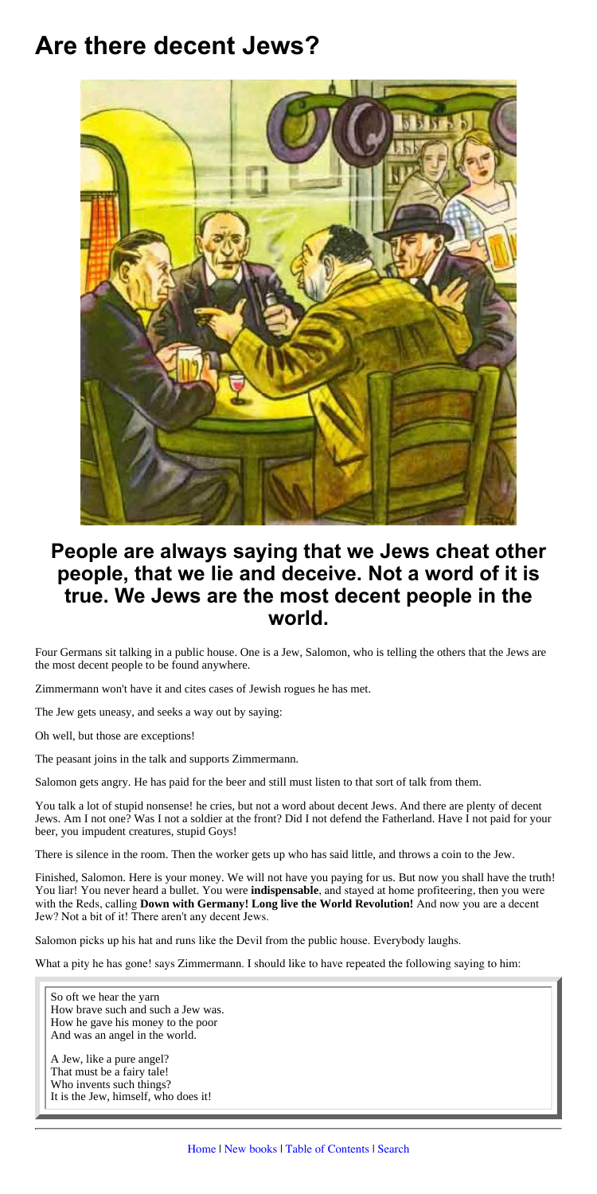# Are there decent Jews?

## People are always saying that we Jews cheat other people, that we lie and deceive. Not a word of it is true. We Jews are the most decent people in the world.

Four Germans sit talking in a public house. One is a Jew, Salomon, who is telling the others that the Jews are the most decent people to be found anywhere.

Zimmermann won't have it and cites cases of Jewish rogues he has met.

The Jew gets uneasy, and seeks a way out by saying:

Oh well, but those are exceptions!

The peasant joins in the talk and supports Zimmermann.

Salomon gets angry. He has paid for the beer and still must listen to that sort of talk from them.

You talk a lot of stupid nonsense! he cries, but not a word about decent Jews. And there are plenty of decent Jews. Am I not one? Was I not a soldier at the front? Did I not defend the Fatherland. Have I not paid for your beer, you impudent creatures, stupid Goys!

There is silence in the room. Then the worker gets up who has said little, and throws a coin to the Jew.

Finished, Salomon. Here is your money. We will not have you paying for us. But now you shall have the truth! You liar! You never heard a bullet. You were **indispensable**, and stayed at home profiteering, then you were with the Reds, calling **Down with Germany! Long live the World Revolution!** And now you are a decent Jew? Not a bit of it! There aren't any decent Jews.

Salomon picks up his hat and runs like the Devil from the public house. Everybody laughs.

What a pity he has gone! says Zimmermann. I should like to have repeated the following saying to him:

> So oft we hear the yarn
> How brave such and such a Jew was.
> How he gave his money to the poor
> And was an angel in the world.
>
> A Jew, like a pure angel?
> That must be a fairy tale!
> Who invents such things?
> It is the Jew, himself, who does it!

Home | New books | Table of Contents | Search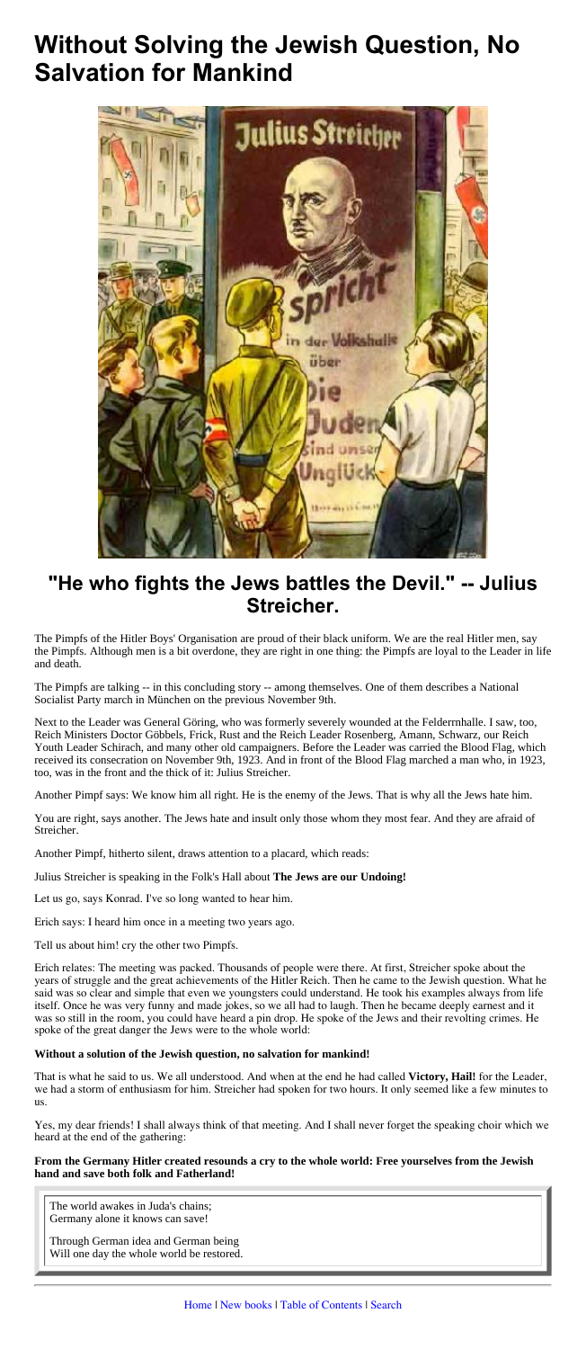# Without Solving the Jewish Question, No Salvation for Mankind

## "He who fights the Jews battles the Devil." -- Julius Streicher.

The Pimpfs of the Hitler Boys' Organisation are proud of their black uniform. We are the real Hitler men, say the Pimpfs. Although men is a bit overdone, they are right in one thing: the Pimpfs are loyal to the Leader in life and death.

The Pimpfs are talking -- in this concluding story -- among themselves. One of them describes a National Socialist Party march in München on the previous November 9th.

Next to the Leader was General Göring, who was formerly severely wounded at the Felderrnhalle. I saw, too, Reich Ministers Doctor Göbbels, Frick, Rust and the Reich Leader Rosenberg, Amann, Schwarz, our Reich Youth Leader Schirach, and many other old campaigners. Before the Leader was carried the Blood Flag, which received its consecration on November 9th, 1923. And in front of the Blood Flag marched a man who, in 1923, too, was in the front and the thick of it: Julius Streicher.

Another Pimpf says: We know him all right. He is the enemy of the Jews. That is why all the Jews hate him.

You are right, says another. The Jews hate and insult only those whom they most fear. And they are afraid of Streicher.

Another Pimpf, hitherto silent, draws attention to a placard, which reads:

Julius Streicher is speaking in the Folk's Hall about **The Jews are our Undoing!**

Let us go, says Konrad. I've so long wanted to hear him.

Erich says: I heard him once in a meeting two years ago.

Tell us about him! cry the other two Pimpfs.

Erich relates: The meeting was packed. Thousands of people were there. At first, Streicher spoke about the years of struggle and the great achievements of the Hitler Reich. Then he came to the Jewish question. What he said was so clear and simple that even we youngsters could understand. He took his examples always from life itself. Once he was very funny and made jokes, so we all had to laugh. Then he became deeply earnest and it was so still in the room, you could have heard a pin drop. He spoke of the Jews and their revolting crimes. He spoke of the great danger the Jews were to the whole world:

**Without a solution of the Jewish question, no salvation for mankind!**

That is what he said to us. We all understood. And when at the end he had called **Victory, Hail!** for the Leader, we had a storm of enthusiasm for him. Streicher had spoken for two hours. It only seemed like a few minutes to us.

Yes, my dear friends! I shall always think of that meeting. And I shall never forget the speaking choir which we heard at the end of the gathering:

**From the Germany Hitler created resounds a cry to the whole world: Free yourselves from the Jewish hand and save both folk and Fatherland!**

> The world awakes in Juda's chains;
> Germany alone it knows can save!
>
> Through German idea and German being
> Will one day the whole world be restored.